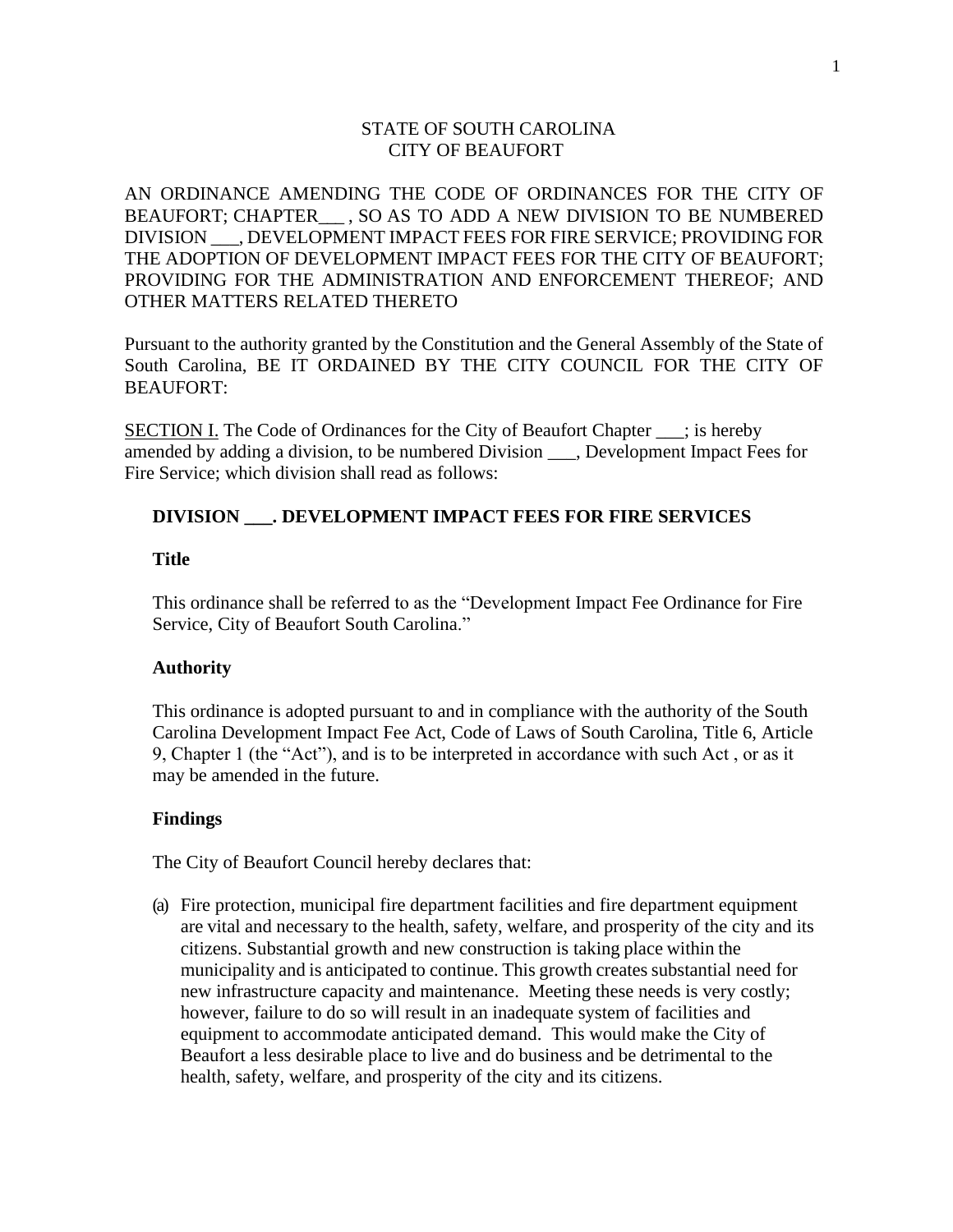STATE OF SOUTH CAROLINA
CITY OF BEAUFORT

AN ORDINANCE AMENDING THE CODE OF ORDINANCES FOR THE CITY OF BEAUFORT; CHAPTER___ , SO AS TO ADD A NEW DIVISION TO BE NUMBERED DIVISION ___, DEVELOPMENT IMPACT FEES FOR FIRE SERVICE; PROVIDING FOR THE ADOPTION OF DEVELOPMENT IMPACT FEES FOR THE CITY OF BEAUFORT; PROVIDING FOR THE ADMINISTRATION AND ENFORCEMENT THEREOF; AND OTHER MATTERS RELATED THERETO

Pursuant to the authority granted by the Constitution and the General Assembly of the State of South Carolina, BE IT ORDAINED BY THE CITY COUNCIL FOR THE CITY OF BEAUFORT:

<u>SECTION I.</u> The Code of Ordinances for the City of Beaufort Chapter ___; is hereby amended by adding a division, to be numbered Division ___, Development Impact Fees for Fire Service; which division shall read as follows:

## DIVISION ___. DEVELOPMENT IMPACT FEES FOR FIRE SERVICES

### Title

This ordinance shall be referred to as the "Development Impact Fee Ordinance for Fire Service, City of Beaufort South Carolina."

### Authority

This ordinance is adopted pursuant to and in compliance with the authority of the South Carolina Development Impact Fee Act, Code of Laws of South Carolina, Title 6, Article 9, Chapter 1 (the "Act"), and is to be interpreted in accordance with such Act , or as it may be amended in the future.

### Findings

The City of Beaufort Council hereby declares that:

(a) Fire protection, municipal fire department facilities and fire department equipment are vital and necessary to the health, safety, welfare, and prosperity of the city and its citizens. Substantial growth and new construction is taking place within the municipality and is anticipated to continue. This growth creates substantial need for new infrastructure capacity and maintenance. Meeting these needs is very costly; however, failure to do so will result in an inadequate system of facilities and equipment to accommodate anticipated demand. This would make the City of Beaufort a less desirable place to live and do business and be detrimental to the health, safety, welfare, and prosperity of the city and its citizens.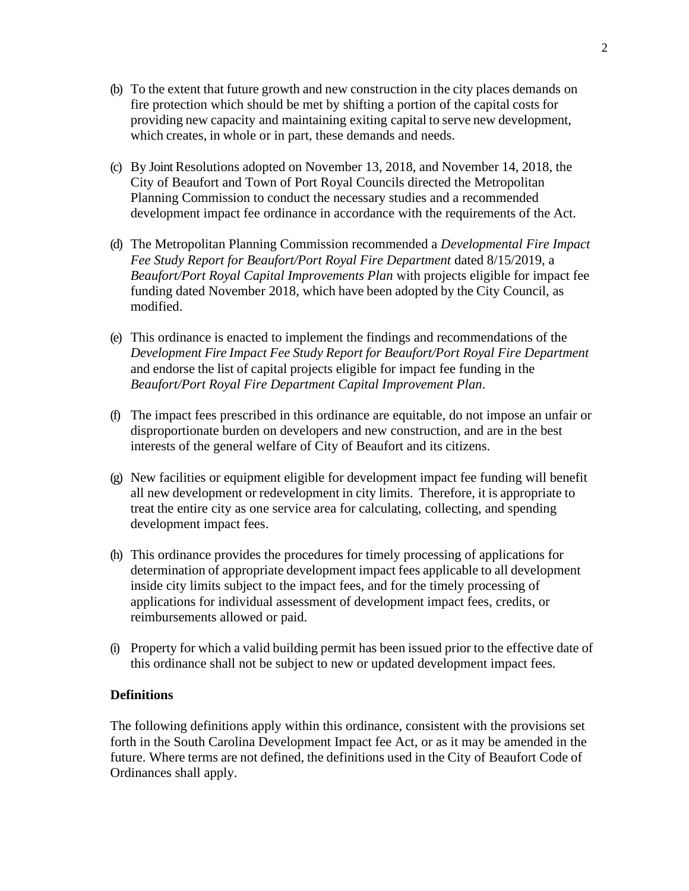(b) To the extent that future growth and new construction in the city places demands on fire protection which should be met by shifting a portion of the capital costs for providing new capacity and maintaining exiting capital to serve new development, which creates, in whole or in part, these demands and needs.

(c) By Joint Resolutions adopted on November 13, 2018, and November 14, 2018, the City of Beaufort and Town of Port Royal Councils directed the Metropolitan Planning Commission to conduct the necessary studies and a recommended development impact fee ordinance in accordance with the requirements of the Act.

(d) The Metropolitan Planning Commission recommended a *Developmental Fire Impact Fee Study Report for Beaufort/Port Royal Fire Department* dated 8/15/2019, a *Beaufort/Port Royal Capital Improvements Plan* with projects eligible for impact fee funding dated November 2018, which have been adopted by the City Council, as modified.

(e) This ordinance is enacted to implement the findings and recommendations of the *Development Fire Impact Fee Study Report for Beaufort/Port Royal Fire Department* and endorse the list of capital projects eligible for impact fee funding in the *Beaufort/Port Royal Fire Department Capital Improvement Plan*.

(f) The impact fees prescribed in this ordinance are equitable, do not impose an unfair or disproportionate burden on developers and new construction, and are in the best interests of the general welfare of City of Beaufort and its citizens.

(g) New facilities or equipment eligible for development impact fee funding will benefit all new development or redevelopment in city limits. Therefore, it is appropriate to treat the entire city as one service area for calculating, collecting, and spending development impact fees.

(h) This ordinance provides the procedures for timely processing of applications for determination of appropriate development impact fees applicable to all development inside city limits subject to the impact fees, and for the timely processing of applications for individual assessment of development impact fees, credits, or reimbursements allowed or paid.

(i) Property for which a valid building permit has been issued prior to the effective date of this ordinance shall not be subject to new or updated development impact fees.

**Definitions**

The following definitions apply within this ordinance, consistent with the provisions set forth in the South Carolina Development Impact fee Act, or as it may be amended in the future. Where terms are not defined, the definitions used in the City of Beaufort Code of Ordinances shall apply.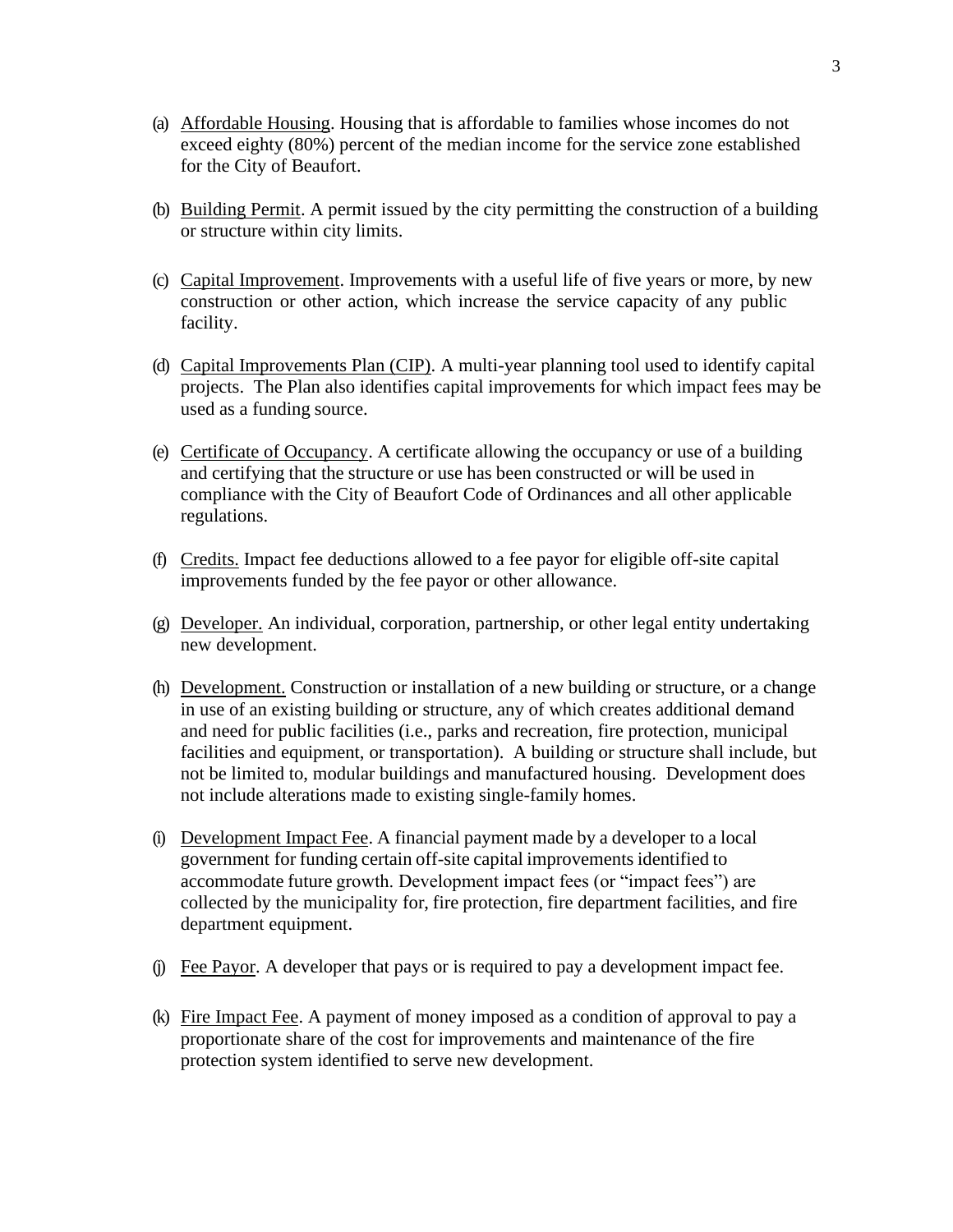(a) Affordable Housing. Housing that is affordable to families whose incomes do not exceed eighty (80%) percent of the median income for the service zone established for the City of Beaufort.

(b) Building Permit. A permit issued by the city permitting the construction of a building or structure within city limits.

(c) Capital Improvement. Improvements with a useful life of five years or more, by new construction or other action, which increase the service capacity of any public facility.

(d) Capital Improvements Plan (CIP). A multi-year planning tool used to identify capital projects. The Plan also identifies capital improvements for which impact fees may be used as a funding source.

(e) Certificate of Occupancy. A certificate allowing the occupancy or use of a building and certifying that the structure or use has been constructed or will be used in compliance with the City of Beaufort Code of Ordinances and all other applicable regulations.

(f) Credits. Impact fee deductions allowed to a fee payor for eligible off-site capital improvements funded by the fee payor or other allowance.

(g) Developer. An individual, corporation, partnership, or other legal entity undertaking new development.

(h) Development. Construction or installation of a new building or structure, or a change in use of an existing building or structure, any of which creates additional demand and need for public facilities (i.e., parks and recreation, fire protection, municipal facilities and equipment, or transportation). A building or structure shall include, but not be limited to, modular buildings and manufactured housing. Development does not include alterations made to existing single-family homes.

(i) Development Impact Fee. A financial payment made by a developer to a local government for funding certain off-site capital improvements identified to accommodate future growth. Development impact fees (or "impact fees") are collected by the municipality for, fire protection, fire department facilities, and fire department equipment.

(j) Fee Payor. A developer that pays or is required to pay a development impact fee.

(k) Fire Impact Fee. A payment of money imposed as a condition of approval to pay a proportionate share of the cost for improvements and maintenance of the fire protection system identified to serve new development.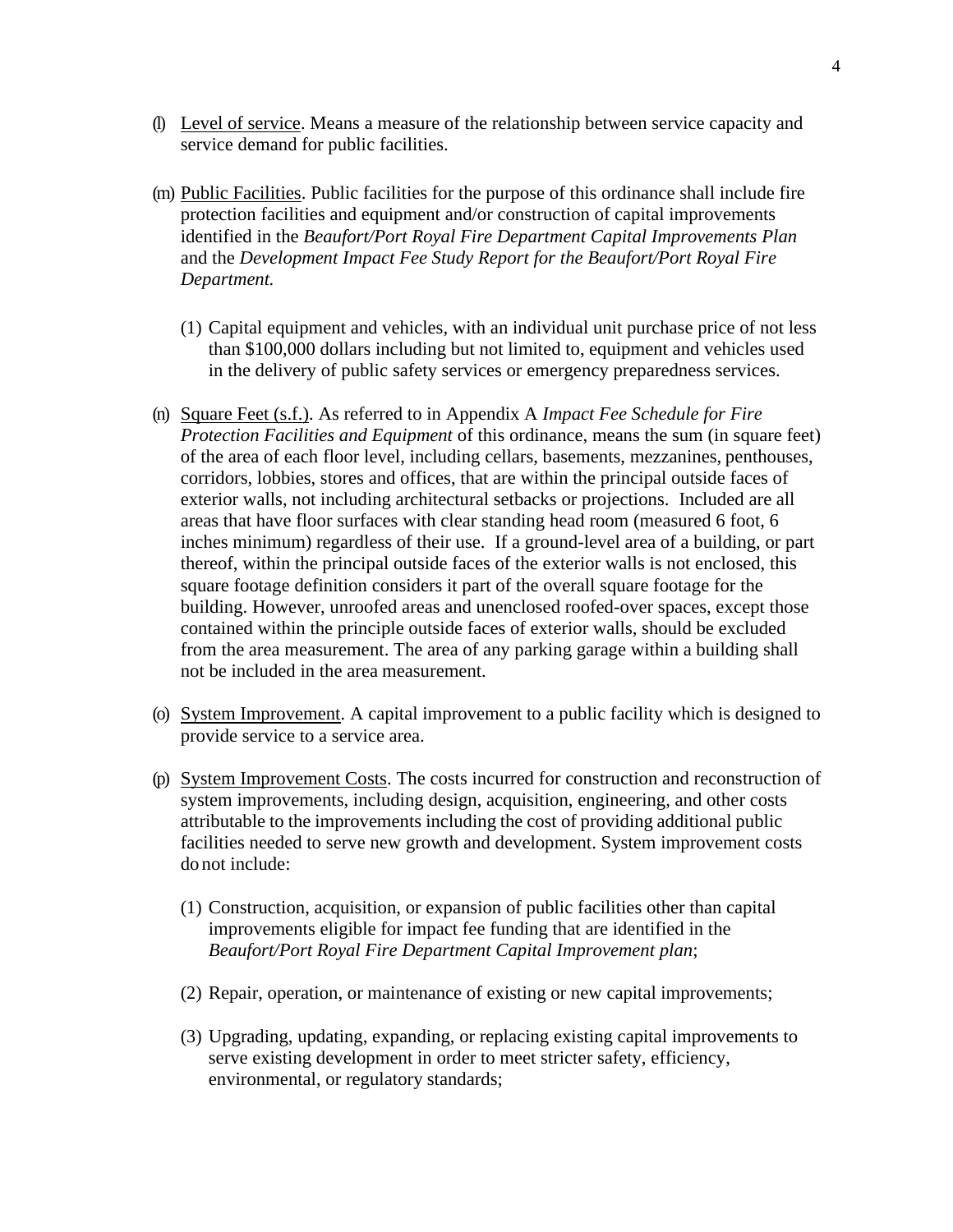(l) Level of service. Means a measure of the relationship between service capacity and service demand for public facilities.

(m) Public Facilities. Public facilities for the purpose of this ordinance shall include fire protection facilities and equipment and/or construction of capital improvements identified in the *Beaufort/Port Royal Fire Department Capital Improvements Plan* and the *Development Impact Fee Study Report for the Beaufort/Port Royal Fire Department.*

(1) Capital equipment and vehicles, with an individual unit purchase price of not less than $100,000 dollars including but not limited to, equipment and vehicles used in the delivery of public safety services or emergency preparedness services.

(n) Square Feet (s.f.). As referred to in Appendix A *Impact Fee Schedule for Fire Protection Facilities and Equipment* of this ordinance, means the sum (in square feet) of the area of each floor level, including cellars, basements, mezzanines, penthouses, corridors, lobbies, stores and offices, that are within the principal outside faces of exterior walls, not including architectural setbacks or projections. Included are all areas that have floor surfaces with clear standing head room (measured 6 foot, 6 inches minimum) regardless of their use. If a ground-level area of a building, or part thereof, within the principal outside faces of the exterior walls is not enclosed, this square footage definition considers it part of the overall square footage for the building. However, unroofed areas and unenclosed roofed-over spaces, except those contained within the principle outside faces of exterior walls, should be excluded from the area measurement. The area of any parking garage within a building shall not be included in the area measurement.

(o) System Improvement. A capital improvement to a public facility which is designed to provide service to a service area.

(p) System Improvement Costs. The costs incurred for construction and reconstruction of system improvements, including design, acquisition, engineering, and other costs attributable to the improvements including the cost of providing additional public facilities needed to serve new growth and development. System improvement costs do not include:

(1) Construction, acquisition, or expansion of public facilities other than capital improvements eligible for impact fee funding that are identified in the *Beaufort/Port Royal Fire Department Capital Improvement plan*;

(2) Repair, operation, or maintenance of existing or new capital improvements;

(3) Upgrading, updating, expanding, or replacing existing capital improvements to serve existing development in order to meet stricter safety, efficiency, environmental, or regulatory standards;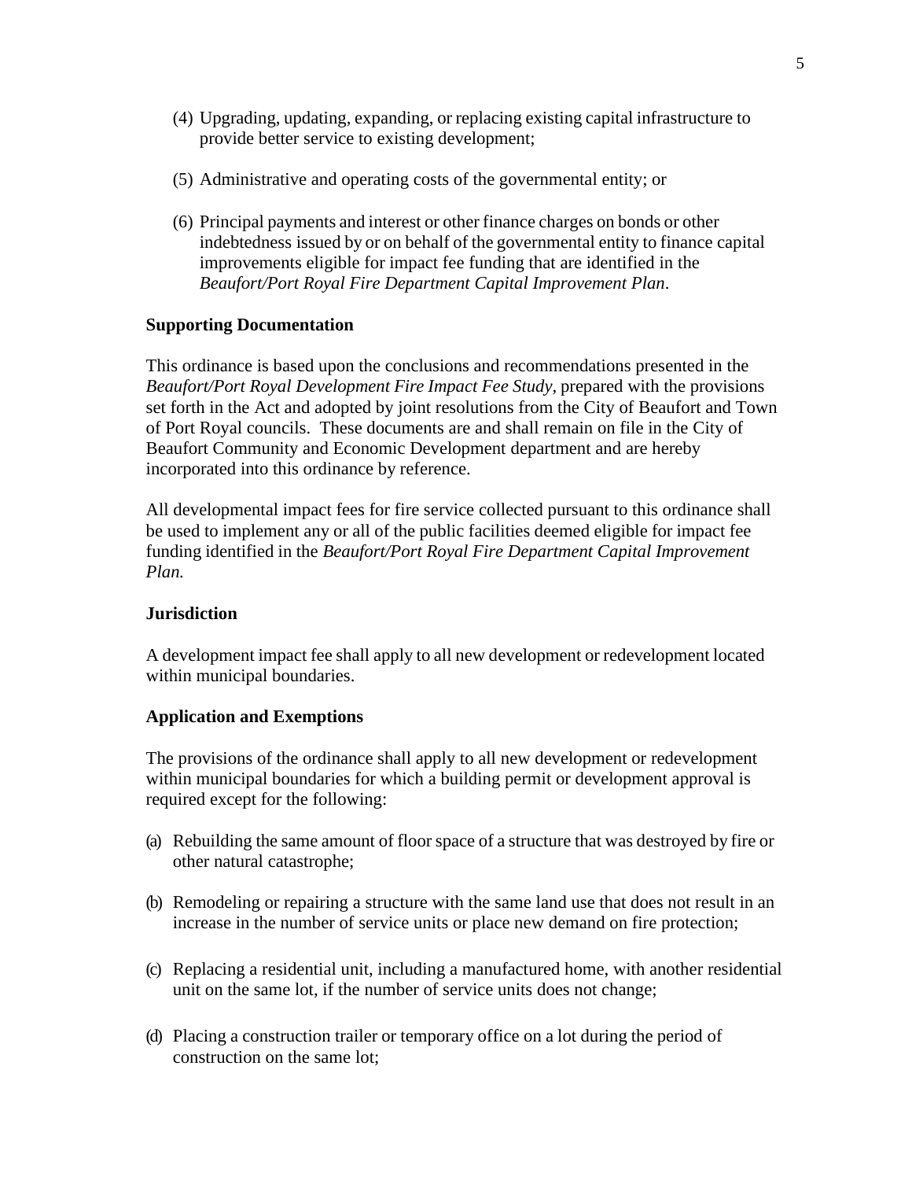(4) Upgrading, updating, expanding, or replacing existing capital infrastructure to provide better service to existing development;

(5) Administrative and operating costs of the governmental entity; or

(6) Principal payments and interest or other finance charges on bonds or other indebtedness issued by or on behalf of the governmental entity to finance capital improvements eligible for impact fee funding that are identified in the *Beaufort/Port Royal Fire Department Capital Improvement Plan*.

**Supporting Documentation**

This ordinance is based upon the conclusions and recommendations presented in the *Beaufort/Port Royal Development Fire Impact Fee Study,* prepared with the provisions set forth in the Act and adopted by joint resolutions from the City of Beaufort and Town of Port Royal councils. These documents are and shall remain on file in the City of Beaufort Community and Economic Development department and are hereby incorporated into this ordinance by reference.

All developmental impact fees for fire service collected pursuant to this ordinance shall be used to implement any or all of the public facilities deemed eligible for impact fee funding identified in the *Beaufort/Port Royal Fire Department Capital Improvement Plan.*

**Jurisdiction**

A development impact fee shall apply to all new development or redevelopment located within municipal boundaries.

**Application and Exemptions**

The provisions of the ordinance shall apply to all new development or redevelopment within municipal boundaries for which a building permit or development approval is required except for the following:

(a) Rebuilding the same amount of floor space of a structure that was destroyed by fire or other natural catastrophe;

(b) Remodeling or repairing a structure with the same land use that does not result in an increase in the number of service units or place new demand on fire protection;

(c) Replacing a residential unit, including a manufactured home, with another residential unit on the same lot, if the number of service units does not change;

(d) Placing a construction trailer or temporary office on a lot during the period of construction on the same lot;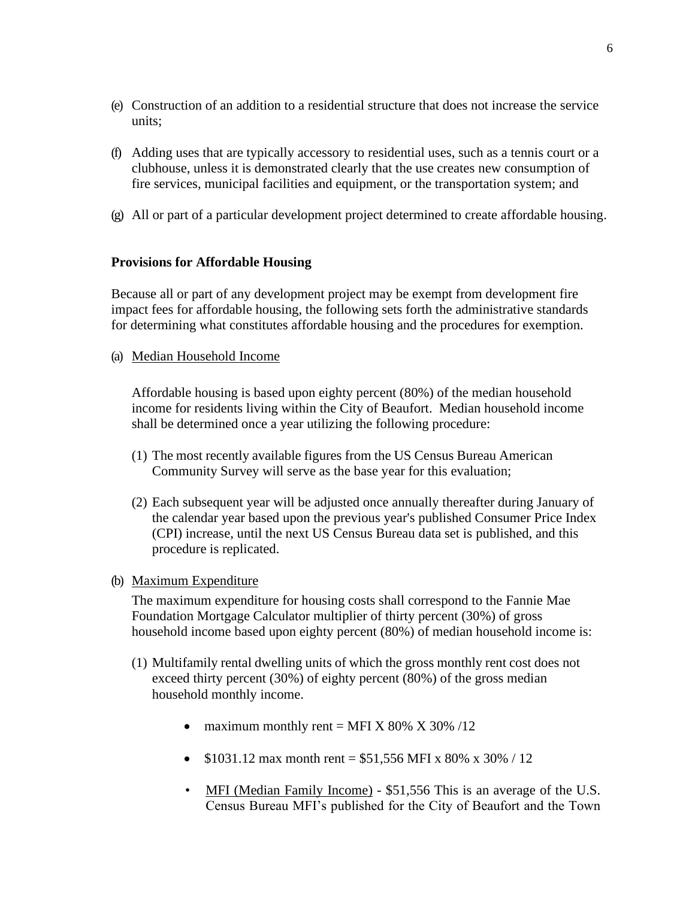(e) Construction of an addition to a residential structure that does not increase the service units;

(f) Adding uses that are typically accessory to residential uses, such as a tennis court or a clubhouse, unless it is demonstrated clearly that the use creates new consumption of fire services, municipal facilities and equipment, or the transportation system; and

(g) All or part of a particular development project determined to create affordable housing.

**Provisions for Affordable Housing**

Because all or part of any development project may be exempt from development fire impact fees for affordable housing, the following sets forth the administrative standards for determining what constitutes affordable housing and the procedures for exemption.

(a) Median Household Income

Affordable housing is based upon eighty percent (80%) of the median household income for residents living within the City of Beaufort. Median household income shall be determined once a year utilizing the following procedure:

(1) The most recently available figures from the US Census Bureau American Community Survey will serve as the base year for this evaluation;

(2) Each subsequent year will be adjusted once annually thereafter during January of the calendar year based upon the previous year's published Consumer Price Index (CPI) increase, until the next US Census Bureau data set is published, and this procedure is replicated.

(b) Maximum Expenditure

The maximum expenditure for housing costs shall correspond to the Fannie Mae Foundation Mortgage Calculator multiplier of thirty percent (30%) of gross household income based upon eighty percent (80%) of median household income is:

(1) Multifamily rental dwelling units of which the gross monthly rent cost does not exceed thirty percent (30%) of eighty percent (80%) of the gross median household monthly income.

- maximum monthly rent = MFI X 80% X 30% /12
- $1031.12 max month rent = $51,556 MFI x 80% x 30% / 12
- MFI (Median Family Income) - $51,556 This is an average of the U.S. Census Bureau MFI's published for the City of Beaufort and the Town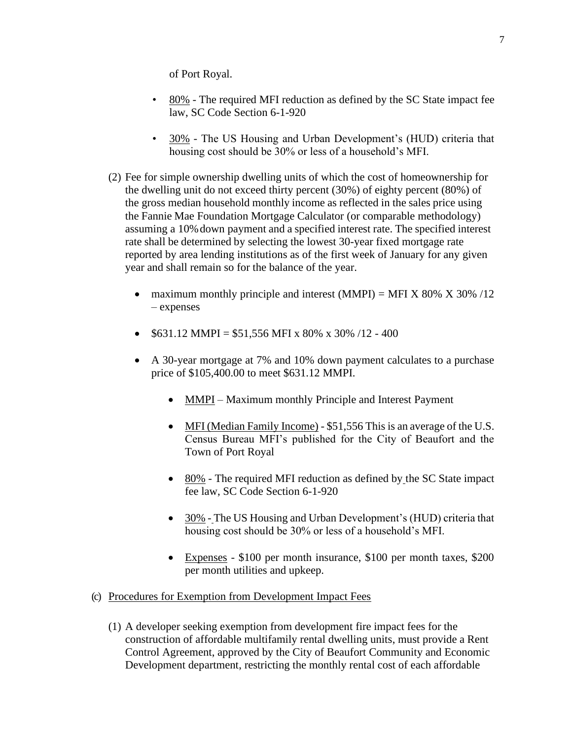of Port Royal.

- 80% - The required MFI reduction as defined by the SC State impact fee law, SC Code Section 6-1-920

- 30% - The US Housing and Urban Development's (HUD) criteria that housing cost should be 30% or less of a household's MFI.

(2) Fee for simple ownership dwelling units of which the cost of homeownership for the dwelling unit do not exceed thirty percent (30%) of eighty percent (80%) of the gross median household monthly income as reflected in the sales price using the Fannie Mae Foundation Mortgage Calculator (or comparable methodology) assuming a 10% down payment and a specified interest rate. The specified interest rate shall be determined by selecting the lowest 30-year fixed mortgage rate reported by area lending institutions as of the first week of January for any given year and shall remain so for the balance of the year.

- maximum monthly principle and interest (MMPI) = MFI X 80% X 30% /12 – expenses

- $631.12 MMPI = $51,556 MFI x 80% x 30% /12 - 400

- A 30-year mortgage at 7% and 10% down payment calculates to a purchase price of $105,400.00 to meet $631.12 MMPI.

  - MMPI – Maximum monthly Principle and Interest Payment

  - MFI (Median Family Income) - $51,556 This is an average of the U.S. Census Bureau MFI's published for the City of Beaufort and the Town of Port Royal

  - 80% - The required MFI reduction as defined by the SC State impact fee law, SC Code Section 6-1-920

  - 30% - The US Housing and Urban Development's (HUD) criteria that housing cost should be 30% or less of a household's MFI.

  - Expenses - $100 per month insurance, $100 per month taxes, $200 per month utilities and upkeep.

(c) Procedures for Exemption from Development Impact Fees

(1) A developer seeking exemption from development fire impact fees for the construction of affordable multifamily rental dwelling units, must provide a Rent Control Agreement, approved by the City of Beaufort Community and Economic Development department, restricting the monthly rental cost of each affordable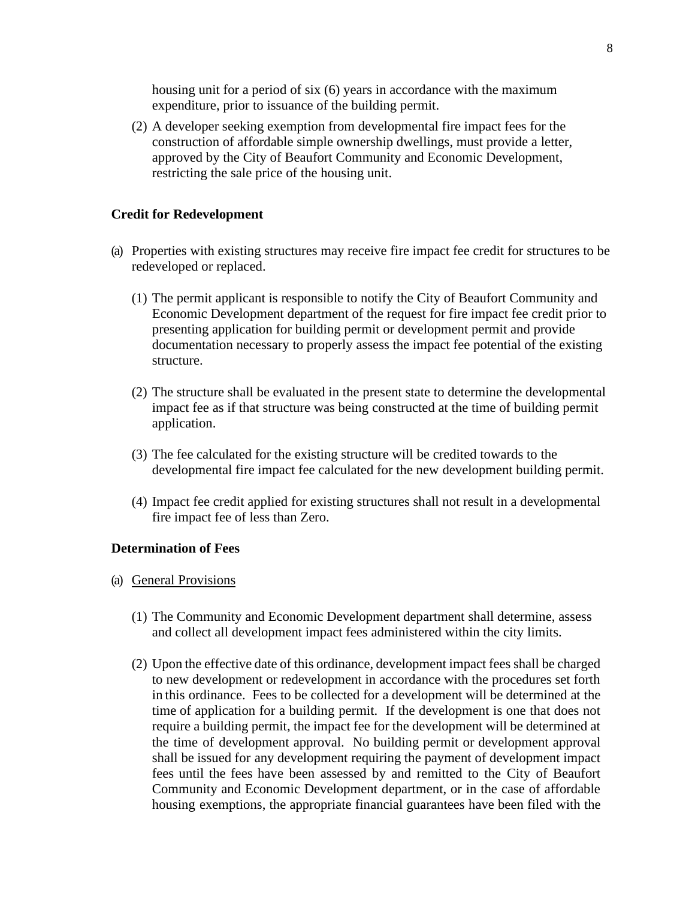housing unit for a period of six (6) years in accordance with the maximum expenditure, prior to issuance of the building permit.

(2) A developer seeking exemption from developmental fire impact fees for the construction of affordable simple ownership dwellings, must provide a letter, approved by the City of Beaufort Community and Economic Development, restricting the sale price of the housing unit.

**Credit for Redevelopment**

(a) Properties with existing structures may receive fire impact fee credit for structures to be redeveloped or replaced.

(1) The permit applicant is responsible to notify the City of Beaufort Community and Economic Development department of the request for fire impact fee credit prior to presenting application for building permit or development permit and provide documentation necessary to properly assess the impact fee potential of the existing structure.

(2) The structure shall be evaluated in the present state to determine the developmental impact fee as if that structure was being constructed at the time of building permit application.

(3) The fee calculated for the existing structure will be credited towards to the developmental fire impact fee calculated for the new development building permit.

(4) Impact fee credit applied for existing structures shall not result in a developmental fire impact fee of less than Zero.

**Determination of Fees**

(a) General Provisions

(1) The Community and Economic Development department shall determine, assess and collect all development impact fees administered within the city limits.

(2) Upon the effective date of this ordinance, development impact fees shall be charged to new development or redevelopment in accordance with the procedures set forth in this ordinance. Fees to be collected for a development will be determined at the time of application for a building permit. If the development is one that does not require a building permit, the impact fee for the development will be determined at the time of development approval. No building permit or development approval shall be issued for any development requiring the payment of development impact fees until the fees have been assessed by and remitted to the City of Beaufort Community and Economic Development department, or in the case of affordable housing exemptions, the appropriate financial guarantees have been filed with the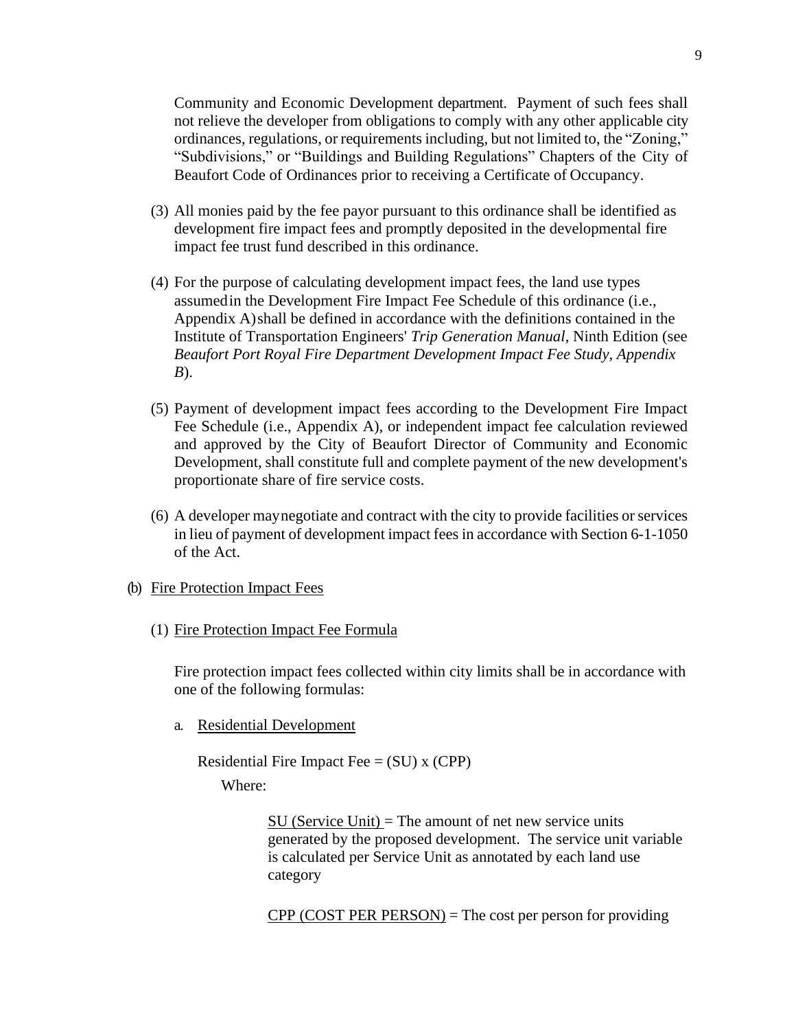Community and Economic Development department. Payment of such fees shall not relieve the developer from obligations to comply with any other applicable city ordinances, regulations, or requirements including, but not limited to, the "Zoning," "Subdivisions," or "Buildings and Building Regulations" Chapters of the City of Beaufort Code of Ordinances prior to receiving a Certificate of Occupancy.

(3) All monies paid by the fee payor pursuant to this ordinance shall be identified as development fire impact fees and promptly deposited in the developmental fire impact fee trust fund described in this ordinance.

(4) For the purpose of calculating development impact fees, the land use types assumed in the Development Fire Impact Fee Schedule of this ordinance (i.e., Appendix A) shall be defined in accordance with the definitions contained in the Institute of Transportation Engineers' *Trip Generation Manual*, Ninth Edition (see *Beaufort Port Royal Fire Department Development Impact Fee Study, Appendix B*).

(5) Payment of development impact fees according to the Development Fire Impact Fee Schedule (i.e., Appendix A), or independent impact fee calculation reviewed and approved by the City of Beaufort Director of Community and Economic Development, shall constitute full and complete payment of the new development's proportionate share of fire service costs.

(6) A developer may negotiate and contract with the city to provide facilities or services in lieu of payment of development impact fees in accordance with Section 6-1-1050 of the Act.

(b) Fire Protection Impact Fees

(1) Fire Protection Impact Fee Formula

Fire protection impact fees collected within city limits shall be in accordance with one of the following formulas:

a. Residential Development

Residential Fire Impact Fee = (SU) x (CPP)

Where:

SU (Service Unit) = The amount of net new service units generated by the proposed development. The service unit variable is calculated per Service Unit as annotated by each land use category

CPP (COST PER PERSON) = The cost per person for providing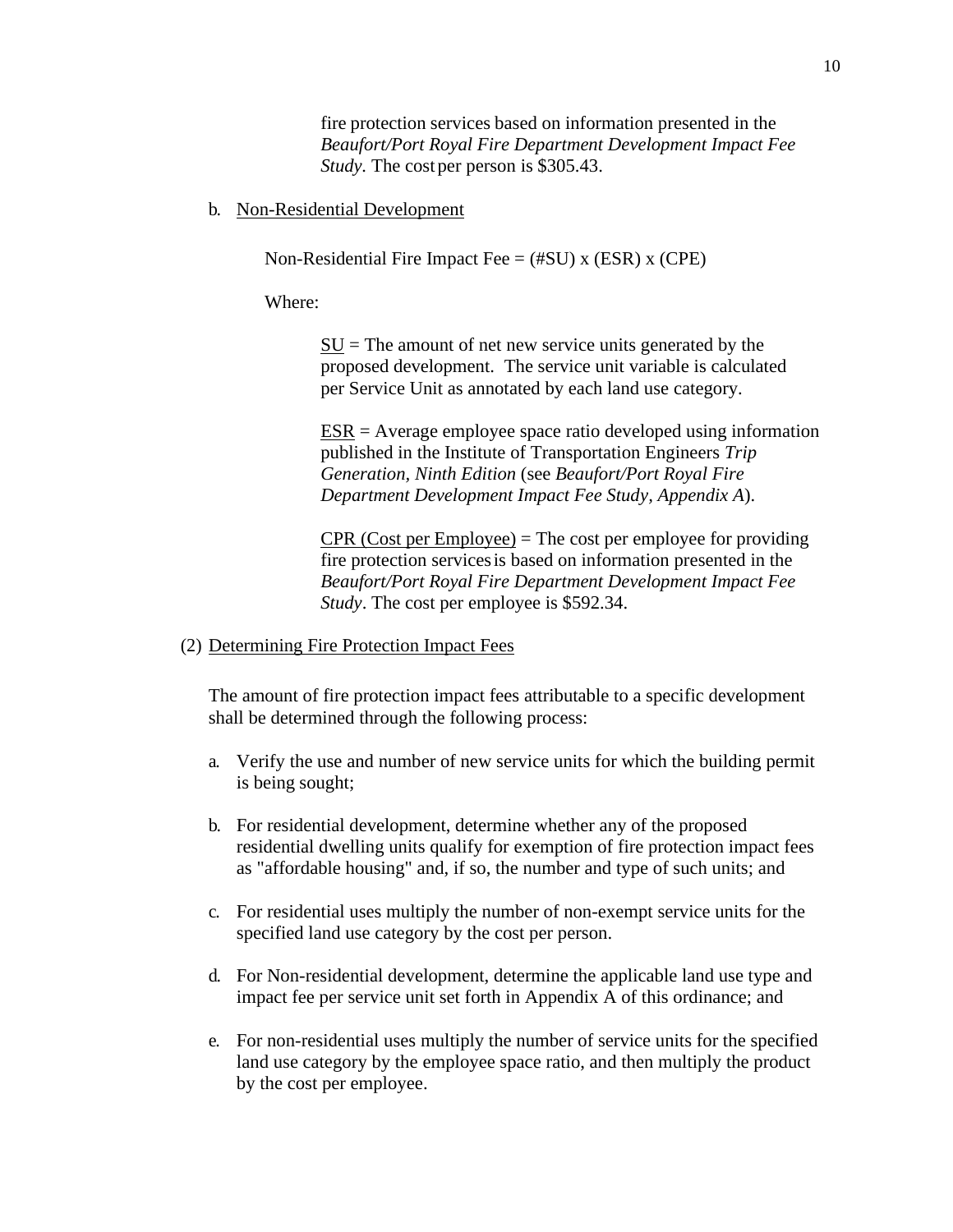fire protection services based on information presented in the *Beaufort/Port Royal Fire Department Development Impact Fee Study.* The cost per person is $305.43.

b. Non-Residential Development

Non-Residential Fire Impact Fee = (#SU) x (ESR) x (CPE)

Where:

SU = The amount of net new service units generated by the proposed development. The service unit variable is calculated per Service Unit as annotated by each land use category.

ESR = Average employee space ratio developed using information published in the Institute of Transportation Engineers *Trip Generation, Ninth Edition* (see *Beaufort/Port Royal Fire Department Development Impact Fee Study, Appendix A*).

CPR (Cost per Employee) = The cost per employee for providing fire protection services is based on information presented in the *Beaufort/Port Royal Fire Department Development Impact Fee Study*. The cost per employee is $592.34.

(2) Determining Fire Protection Impact Fees

The amount of fire protection impact fees attributable to a specific development shall be determined through the following process:

a. Verify the use and number of new service units for which the building permit is being sought;

b. For residential development, determine whether any of the proposed residential dwelling units qualify for exemption of fire protection impact fees as "affordable housing" and, if so, the number and type of such units; and

c. For residential uses multiply the number of non-exempt service units for the specified land use category by the cost per person.

d. For Non-residential development, determine the applicable land use type and impact fee per service unit set forth in Appendix A of this ordinance; and

e. For non-residential uses multiply the number of service units for the specified land use category by the employee space ratio, and then multiply the product by the cost per employee.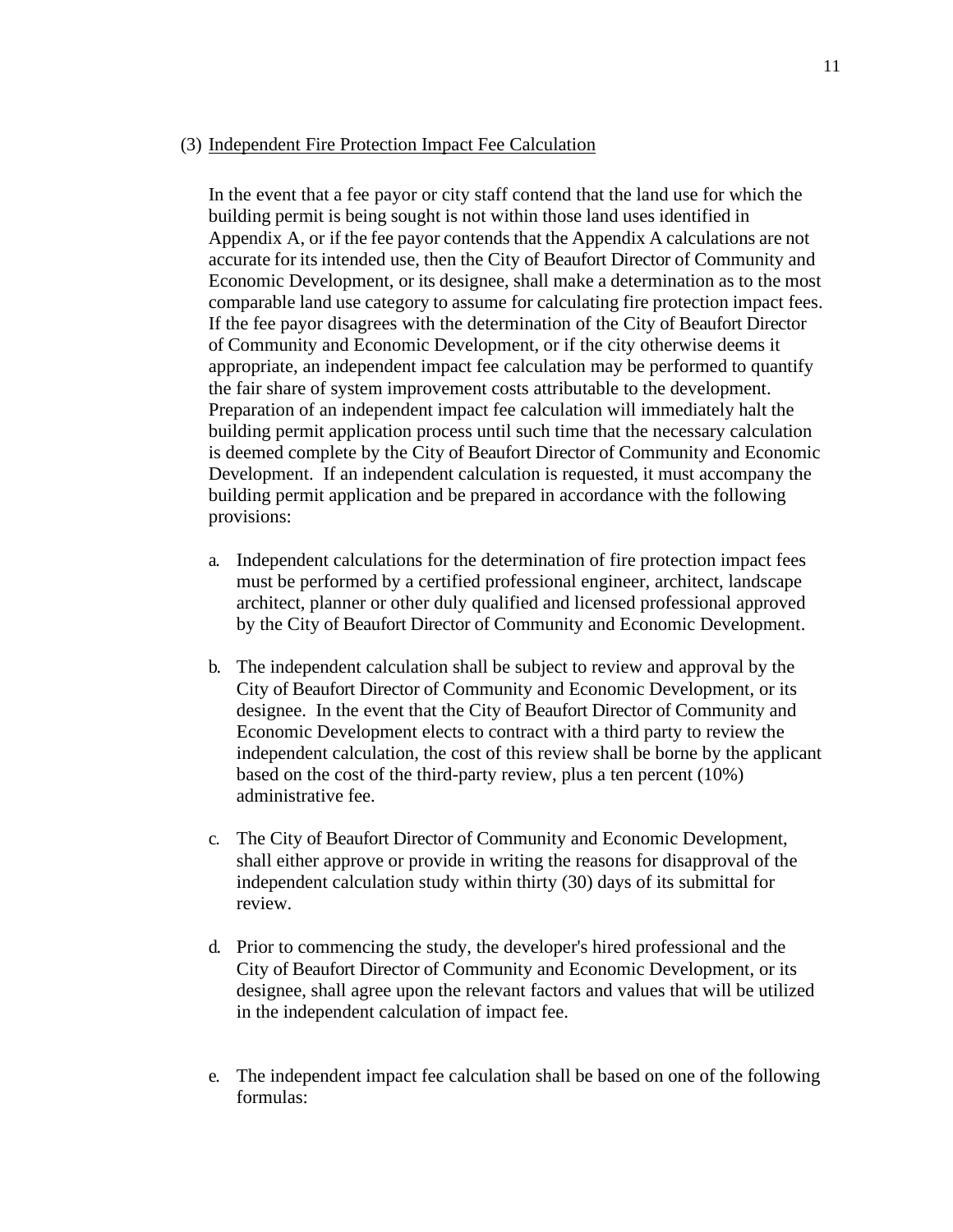(3) <u>Independent Fire Protection Impact Fee Calculation</u>

In the event that a fee payor or city staff contend that the land use for which the building permit is being sought is not within those land uses identified in Appendix A, or if the fee payor contends that the Appendix A calculations are not accurate for its intended use, then the City of Beaufort Director of Community and Economic Development, or its designee, shall make a determination as to the most comparable land use category to assume for calculating fire protection impact fees. If the fee payor disagrees with the determination of the City of Beaufort Director of Community and Economic Development, or if the city otherwise deems it appropriate, an independent impact fee calculation may be performed to quantify the fair share of system improvement costs attributable to the development. Preparation of an independent impact fee calculation will immediately halt the building permit application process until such time that the necessary calculation is deemed complete by the City of Beaufort Director of Community and Economic Development. If an independent calculation is requested, it must accompany the building permit application and be prepared in accordance with the following provisions:

a. Independent calculations for the determination of fire protection impact fees must be performed by a certified professional engineer, architect, landscape architect, planner or other duly qualified and licensed professional approved by the City of Beaufort Director of Community and Economic Development.

b. The independent calculation shall be subject to review and approval by the City of Beaufort Director of Community and Economic Development, or its designee. In the event that the City of Beaufort Director of Community and Economic Development elects to contract with a third party to review the independent calculation, the cost of this review shall be borne by the applicant based on the cost of the third-party review, plus a ten percent (10%) administrative fee.

c. The City of Beaufort Director of Community and Economic Development, shall either approve or provide in writing the reasons for disapproval of the independent calculation study within thirty (30) days of its submittal for review.

d. Prior to commencing the study, the developer's hired professional and the City of Beaufort Director of Community and Economic Development, or its designee, shall agree upon the relevant factors and values that will be utilized in the independent calculation of impact fee.

e. The independent impact fee calculation shall be based on one of the following formulas: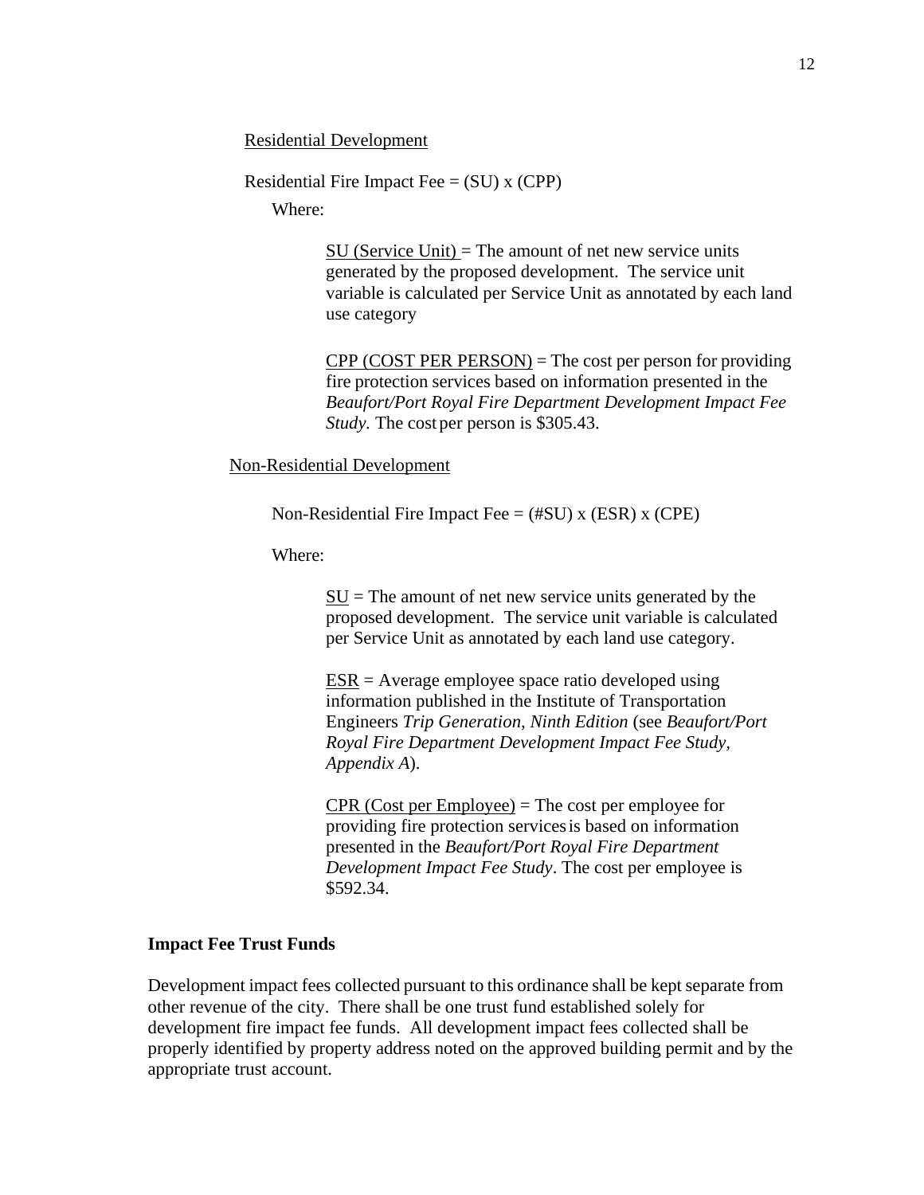Residential Development

Residential Fire Impact Fee = (SU) x (CPP)

Where:

> SU (Service Unit) = The amount of net new service units generated by the proposed development. The service unit variable is calculated per Service Unit as annotated by each land use category
>
> CPP (COST PER PERSON) = The cost per person for providing fire protection services based on information presented in the *Beaufort/Port Royal Fire Department Development Impact Fee Study.* The cost per person is $305.43.

Non-Residential Development

Non-Residential Fire Impact Fee = (#SU) x (ESR) x (CPE)

Where:

> SU = The amount of net new service units generated by the proposed development. The service unit variable is calculated per Service Unit as annotated by each land use category.
>
> ESR = Average employee space ratio developed using information published in the Institute of Transportation Engineers *Trip Generation, Ninth Edition* (see *Beaufort/Port Royal Fire Department Development Impact Fee Study, Appendix A*).
>
> CPR (Cost per Employee) = The cost per employee for providing fire protection services is based on information presented in the *Beaufort/Port Royal Fire Department Development Impact Fee Study*. The cost per employee is $592.34.

**Impact Fee Trust Funds**

Development impact fees collected pursuant to this ordinance shall be kept separate from other revenue of the city. There shall be one trust fund established solely for development fire impact fee funds. All development impact fees collected shall be properly identified by property address noted on the approved building permit and by the appropriate trust account.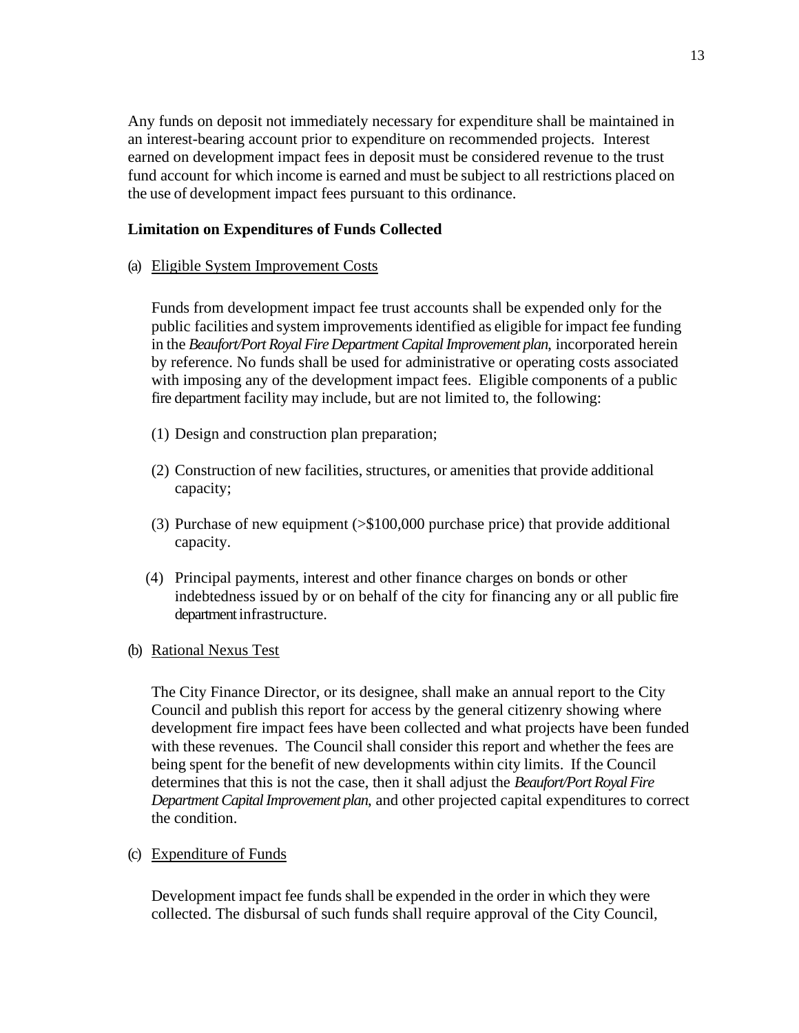Any funds on deposit not immediately necessary for expenditure shall be maintained in an interest-bearing account prior to expenditure on recommended projects. Interest earned on development impact fees in deposit must be considered revenue to the trust fund account for which income is earned and must be subject to all restrictions placed on the use of development impact fees pursuant to this ordinance.

**Limitation on Expenditures of Funds Collected**

(a) Eligible System Improvement Costs

Funds from development impact fee trust accounts shall be expended only for the public facilities and system improvements identified as eligible for impact fee funding in the *Beaufort/Port Royal Fire Department Capital Improvement plan*, incorporated herein by reference. No funds shall be used for administrative or operating costs associated with imposing any of the development impact fees. Eligible components of a public fire department facility may include, but are not limited to, the following:

(1) Design and construction plan preparation;

(2) Construction of new facilities, structures, or amenities that provide additional capacity;

(3) Purchase of new equipment (>$100,000 purchase price) that provide additional capacity.

(4) Principal payments, interest and other finance charges on bonds or other indebtedness issued by or on behalf of the city for financing any or all public fire department infrastructure.

(b) Rational Nexus Test

The City Finance Director, or its designee, shall make an annual report to the City Council and publish this report for access by the general citizenry showing where development fire impact fees have been collected and what projects have been funded with these revenues. The Council shall consider this report and whether the fees are being spent for the benefit of new developments within city limits. If the Council determines that this is not the case, then it shall adjust the *Beaufort/Port Royal Fire Department Capital Improvement plan*, and other projected capital expenditures to correct the condition.

(c) Expenditure of Funds

Development impact fee funds shall be expended in the order in which they were collected. The disbursal of such funds shall require approval of the City Council,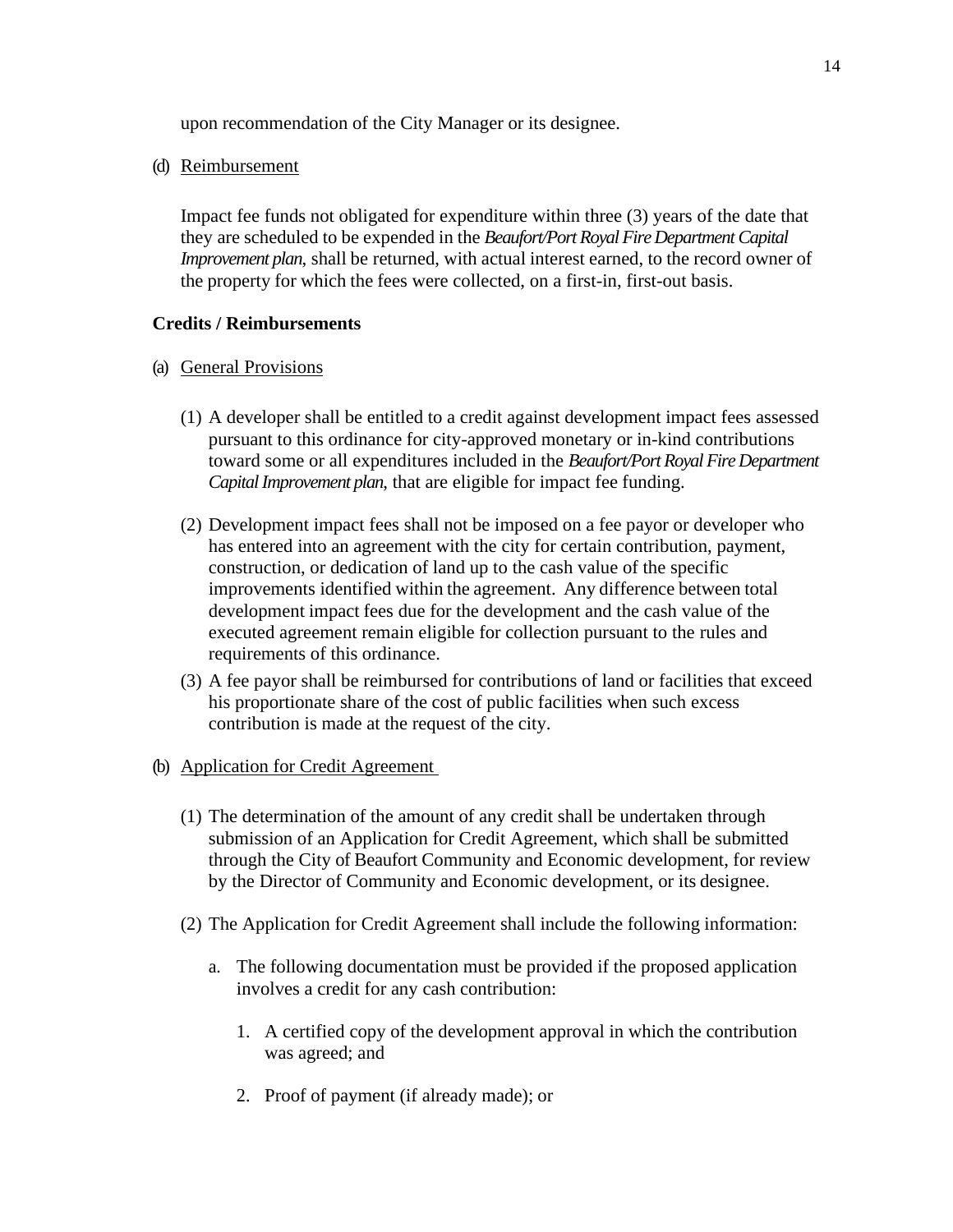upon recommendation of the City Manager or its designee.

(d) Reimbursement

Impact fee funds not obligated for expenditure within three (3) years of the date that they are scheduled to be expended in the *Beaufort/Port Royal Fire Department Capital Improvement plan*, shall be returned, with actual interest earned, to the record owner of the property for which the fees were collected, on a first-in, first-out basis.

**Credits / Reimbursements**

(a) General Provisions

(1) A developer shall be entitled to a credit against development impact fees assessed pursuant to this ordinance for city-approved monetary or in-kind contributions toward some or all expenditures included in the *Beaufort/Port Royal Fire Department Capital Improvement plan*, that are eligible for impact fee funding.

(2) Development impact fees shall not be imposed on a fee payor or developer who has entered into an agreement with the city for certain contribution, payment, construction, or dedication of land up to the cash value of the specific improvements identified within the agreement. Any difference between total development impact fees due for the development and the cash value of the executed agreement remain eligible for collection pursuant to the rules and requirements of this ordinance.

(3) A fee payor shall be reimbursed for contributions of land or facilities that exceed his proportionate share of the cost of public facilities when such excess contribution is made at the request of the city.

(b) Application for Credit Agreement

(1) The determination of the amount of any credit shall be undertaken through submission of an Application for Credit Agreement, which shall be submitted through the City of Beaufort Community and Economic development, for review by the Director of Community and Economic development, or its designee.

(2) The Application for Credit Agreement shall include the following information:

a. The following documentation must be provided if the proposed application involves a credit for any cash contribution:

1. A certified copy of the development approval in which the contribution was agreed; and

2. Proof of payment (if already made); or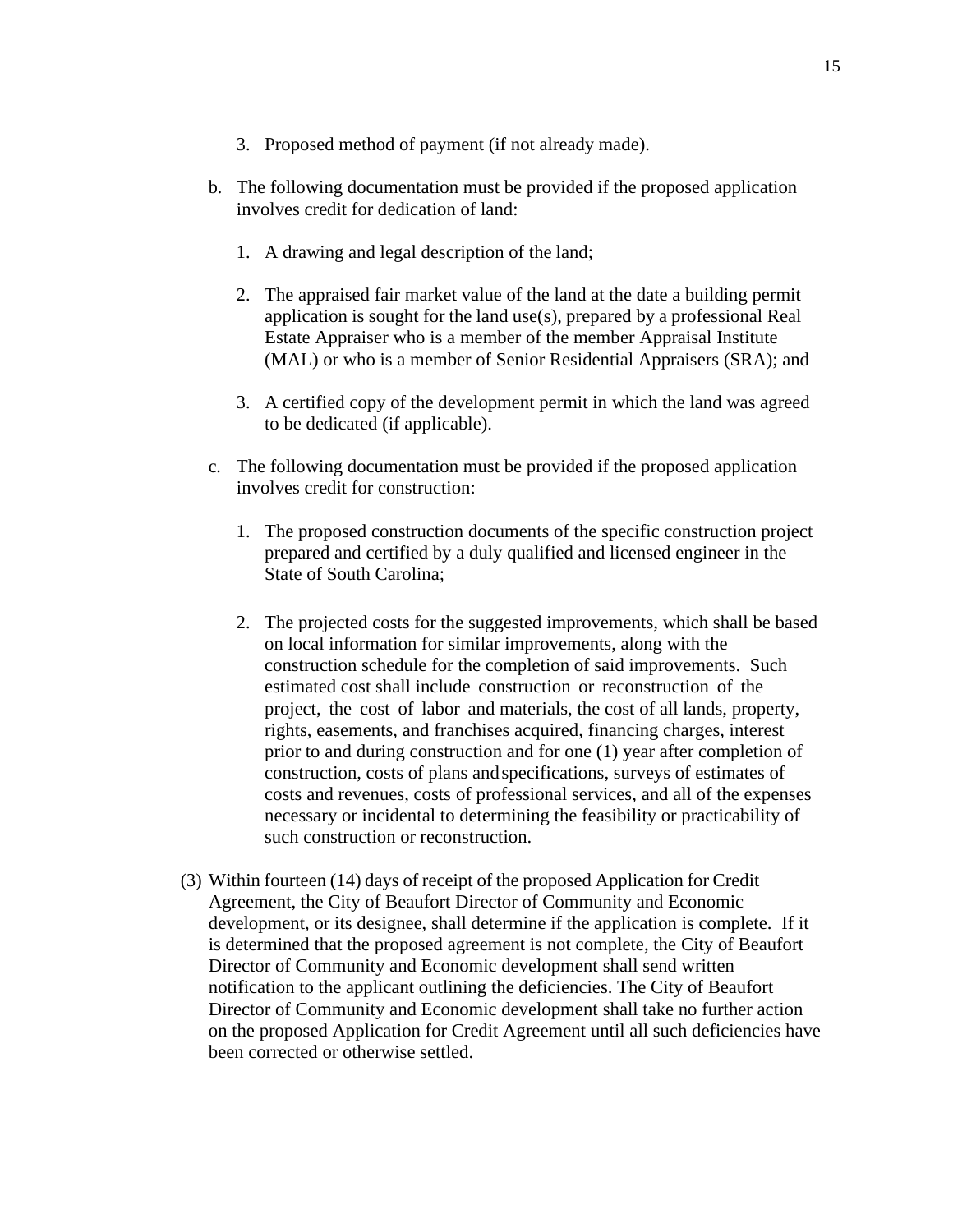3. Proposed method of payment (if not already made).

b. The following documentation must be provided if the proposed application involves credit for dedication of land:

   1. A drawing and legal description of the land;

   2. The appraised fair market value of the land at the date a building permit application is sought for the land use(s), prepared by a professional Real Estate Appraiser who is a member of the member Appraisal Institute (MAL) or who is a member of Senior Residential Appraisers (SRA); and

   3. A certified copy of the development permit in which the land was agreed to be dedicated (if applicable).

c. The following documentation must be provided if the proposed application involves credit for construction:

   1. The proposed construction documents of the specific construction project prepared and certified by a duly qualified and licensed engineer in the State of South Carolina;

   2. The projected costs for the suggested improvements, which shall be based on local information for similar improvements, along with the construction schedule for the completion of said improvements. Such estimated cost shall include construction or reconstruction of the project, the cost of labor and materials, the cost of all lands, property, rights, easements, and franchises acquired, financing charges, interest prior to and during construction and for one (1) year after completion of construction, costs of plans and specifications, surveys of estimates of costs and revenues, costs of professional services, and all of the expenses necessary or incidental to determining the feasibility or practicability of such construction or reconstruction.

(3) Within fourteen (14) days of receipt of the proposed Application for Credit Agreement, the City of Beaufort Director of Community and Economic development, or its designee, shall determine if the application is complete. If it is determined that the proposed agreement is not complete, the City of Beaufort Director of Community and Economic development shall send written notification to the applicant outlining the deficiencies. The City of Beaufort Director of Community and Economic development shall take no further action on the proposed Application for Credit Agreement until all such deficiencies have been corrected or otherwise settled.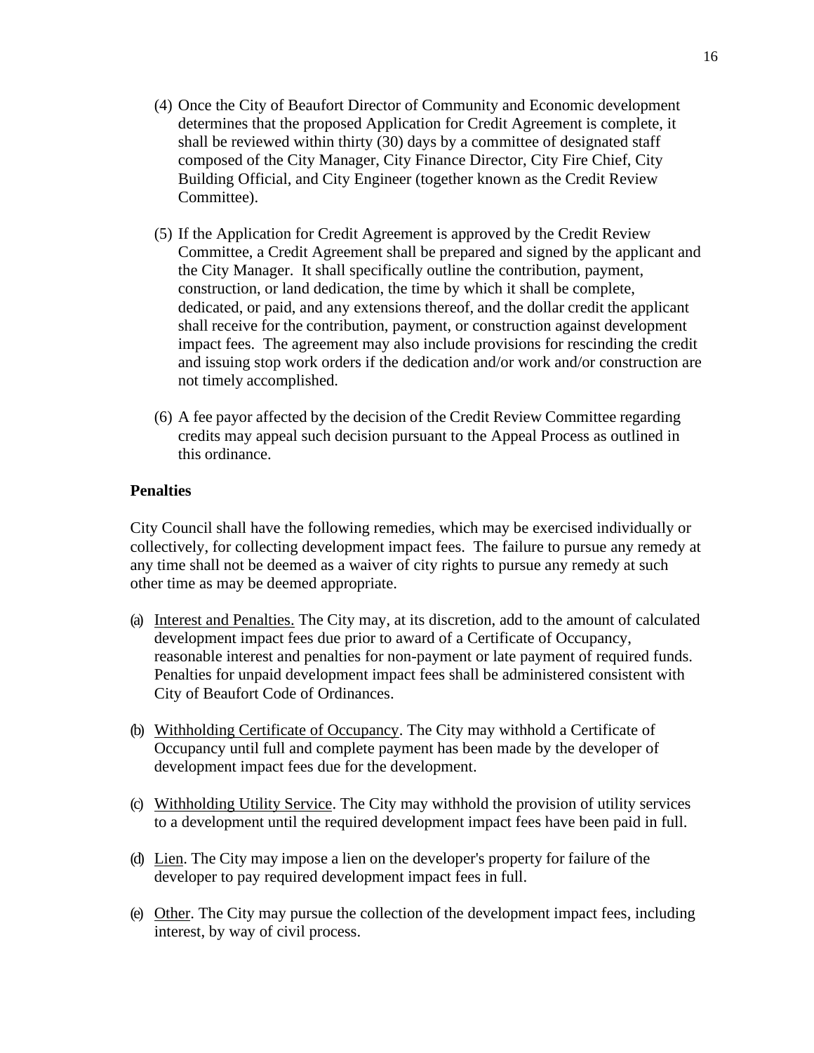(4) Once the City of Beaufort Director of Community and Economic development determines that the proposed Application for Credit Agreement is complete, it shall be reviewed within thirty (30) days by a committee of designated staff composed of the City Manager, City Finance Director, City Fire Chief, City Building Official, and City Engineer (together known as the Credit Review Committee).

(5) If the Application for Credit Agreement is approved by the Credit Review Committee, a Credit Agreement shall be prepared and signed by the applicant and the City Manager. It shall specifically outline the contribution, payment, construction, or land dedication, the time by which it shall be complete, dedicated, or paid, and any extensions thereof, and the dollar credit the applicant shall receive for the contribution, payment, or construction against development impact fees. The agreement may also include provisions for rescinding the credit and issuing stop work orders if the dedication and/or work and/or construction are not timely accomplished.

(6) A fee payor affected by the decision of the Credit Review Committee regarding credits may appeal such decision pursuant to the Appeal Process as outlined in this ordinance.

**Penalties**

City Council shall have the following remedies, which may be exercised individually or collectively, for collecting development impact fees. The failure to pursue any remedy at any time shall not be deemed as a waiver of city rights to pursue any remedy at such other time as may be deemed appropriate.

(a) Interest and Penalties. The City may, at its discretion, add to the amount of calculated development impact fees due prior to award of a Certificate of Occupancy, reasonable interest and penalties for non-payment or late payment of required funds. Penalties for unpaid development impact fees shall be administered consistent with City of Beaufort Code of Ordinances.

(b) Withholding Certificate of Occupancy. The City may withhold a Certificate of Occupancy until full and complete payment has been made by the developer of development impact fees due for the development.

(c) Withholding Utility Service. The City may withhold the provision of utility services to a development until the required development impact fees have been paid in full.

(d) Lien. The City may impose a lien on the developer's property for failure of the developer to pay required development impact fees in full.

(e) Other. The City may pursue the collection of the development impact fees, including interest, by way of civil process.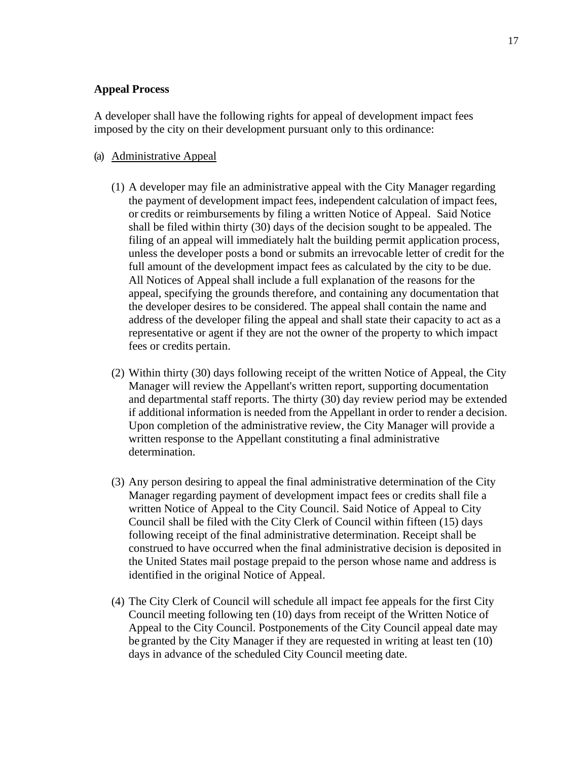### Appeal Process

A developer shall have the following rights for appeal of development impact fees imposed by the city on their development pursuant only to this ordinance:

(a) <u>Administrative Appeal</u>

(1) A developer may file an administrative appeal with the City Manager regarding the payment of development impact fees, independent calculation of impact fees, or credits or reimbursements by filing a written Notice of Appeal. Said Notice shall be filed within thirty (30) days of the decision sought to be appealed. The filing of an appeal will immediately halt the building permit application process, unless the developer posts a bond or submits an irrevocable letter of credit for the full amount of the development impact fees as calculated by the city to be due. All Notices of Appeal shall include a full explanation of the reasons for the appeal, specifying the grounds therefore, and containing any documentation that the developer desires to be considered. The appeal shall contain the name and address of the developer filing the appeal and shall state their capacity to act as a representative or agent if they are not the owner of the property to which impact fees or credits pertain.

(2) Within thirty (30) days following receipt of the written Notice of Appeal, the City Manager will review the Appellant's written report, supporting documentation and departmental staff reports. The thirty (30) day review period may be extended if additional information is needed from the Appellant in order to render a decision. Upon completion of the administrative review, the City Manager will provide a written response to the Appellant constituting a final administrative determination.

(3) Any person desiring to appeal the final administrative determination of the City Manager regarding payment of development impact fees or credits shall file a written Notice of Appeal to the City Council. Said Notice of Appeal to City Council shall be filed with the City Clerk of Council within fifteen (15) days following receipt of the final administrative determination. Receipt shall be construed to have occurred when the final administrative decision is deposited in the United States mail postage prepaid to the person whose name and address is identified in the original Notice of Appeal.

(4) The City Clerk of Council will schedule all impact fee appeals for the first City Council meeting following ten (10) days from receipt of the Written Notice of Appeal to the City Council. Postponements of the City Council appeal date may be granted by the City Manager if they are requested in writing at least ten (10) days in advance of the scheduled City Council meeting date.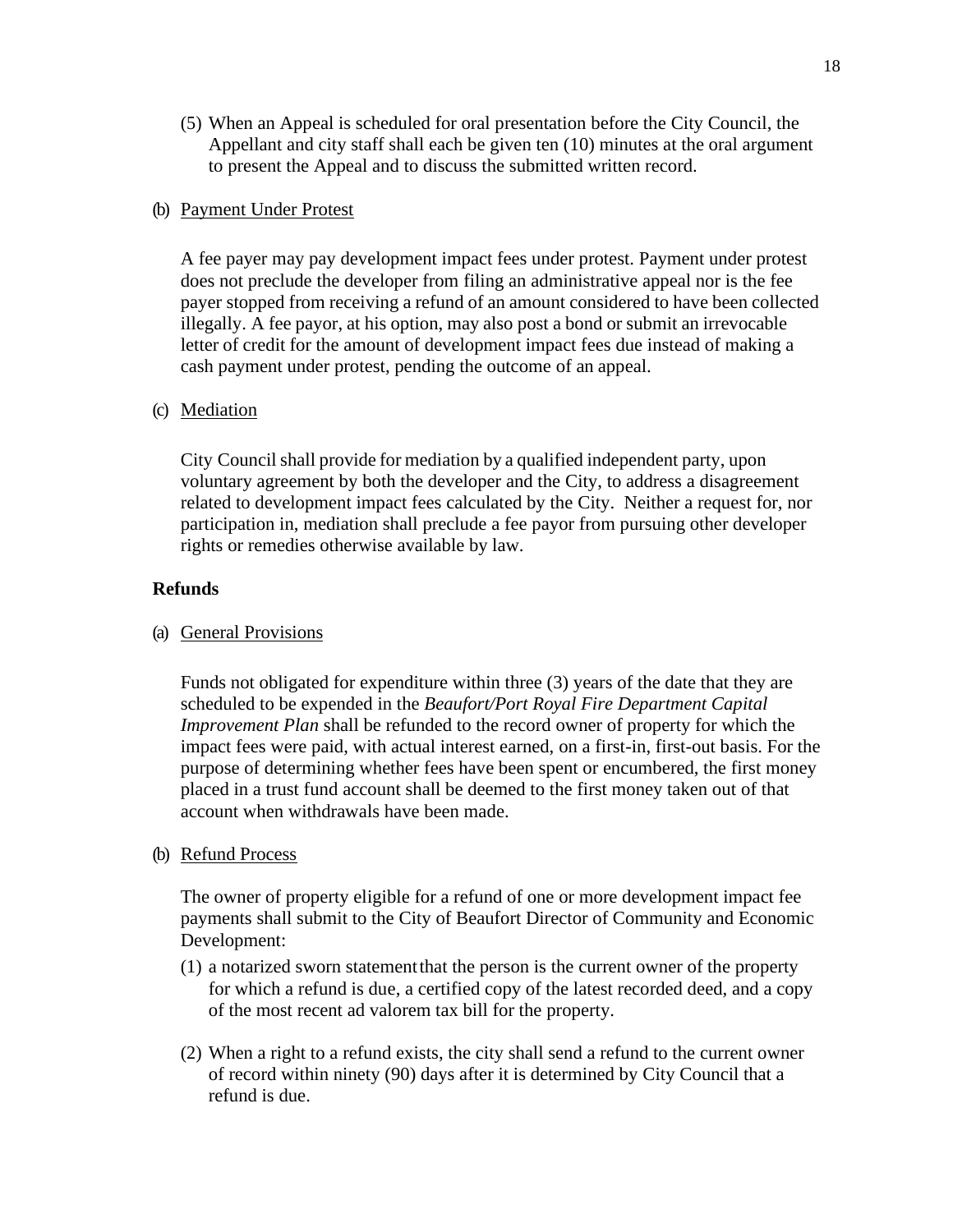(5) When an Appeal is scheduled for oral presentation before the City Council, the Appellant and city staff shall each be given ten (10) minutes at the oral argument to present the Appeal and to discuss the submitted written record.

(b) Payment Under Protest

A fee payer may pay development impact fees under protest. Payment under protest does not preclude the developer from filing an administrative appeal nor is the fee payer stopped from receiving a refund of an amount considered to have been collected illegally. A fee payor, at his option, may also post a bond or submit an irrevocable letter of credit for the amount of development impact fees due instead of making a cash payment under protest, pending the outcome of an appeal.

(c) Mediation

City Council shall provide for mediation by a qualified independent party, upon voluntary agreement by both the developer and the City, to address a disagreement related to development impact fees calculated by the City. Neither a request for, nor participation in, mediation shall preclude a fee payor from pursuing other developer rights or remedies otherwise available by law.

**Refunds**

(a) General Provisions

Funds not obligated for expenditure within three (3) years of the date that they are scheduled to be expended in the *Beaufort/Port Royal Fire Department Capital Improvement Plan* shall be refunded to the record owner of property for which the impact fees were paid, with actual interest earned, on a first-in, first-out basis. For the purpose of determining whether fees have been spent or encumbered, the first money placed in a trust fund account shall be deemed to the first money taken out of that account when withdrawals have been made.

(b) Refund Process

The owner of property eligible for a refund of one or more development impact fee payments shall submit to the City of Beaufort Director of Community and Economic Development:

(1) a notarized sworn statement that the person is the current owner of the property for which a refund is due, a certified copy of the latest recorded deed, and a copy of the most recent ad valorem tax bill for the property.

(2) When a right to a refund exists, the city shall send a refund to the current owner of record within ninety (90) days after it is determined by City Council that a refund is due.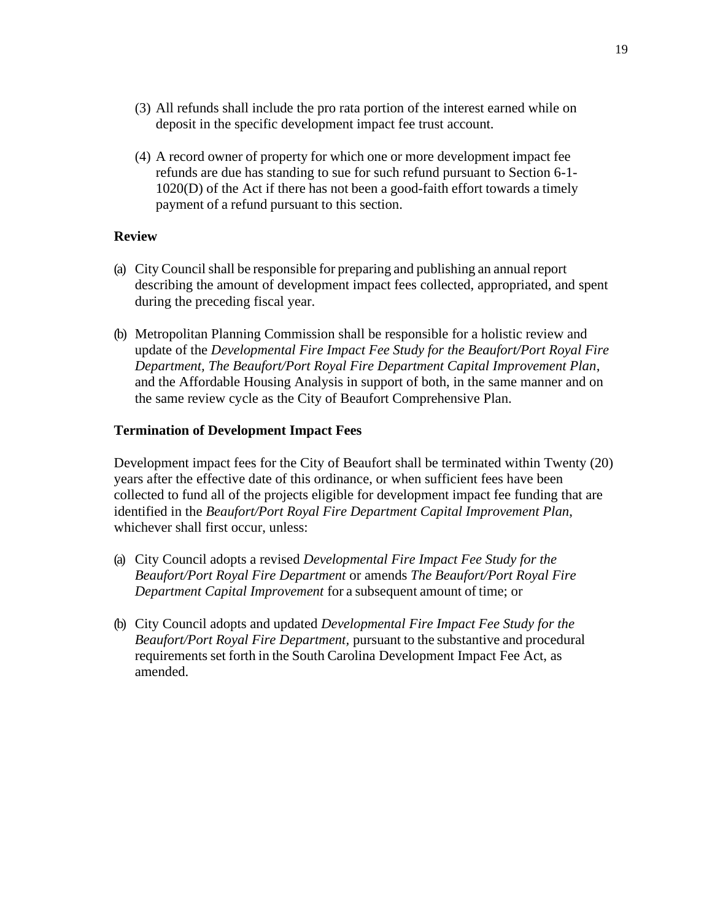(3) All refunds shall include the pro rata portion of the interest earned while on deposit in the specific development impact fee trust account.

(4) A record owner of property for which one or more development impact fee refunds are due has standing to sue for such refund pursuant to Section 6-1-1020(D) of the Act if there has not been a good-faith effort towards a timely payment of a refund pursuant to this section.

**Review**

(a) City Council shall be responsible for preparing and publishing an annual report describing the amount of development impact fees collected, appropriated, and spent during the preceding fiscal year.

(b) Metropolitan Planning Commission shall be responsible for a holistic review and update of the *Developmental Fire Impact Fee Study for the Beaufort/Port Royal Fire Department, The Beaufort/Port Royal Fire Department Capital Improvement Plan*, and the Affordable Housing Analysis in support of both, in the same manner and on the same review cycle as the City of Beaufort Comprehensive Plan.

**Termination of Development Impact Fees**

Development impact fees for the City of Beaufort shall be terminated within Twenty (20) years after the effective date of this ordinance, or when sufficient fees have been collected to fund all of the projects eligible for development impact fee funding that are identified in the *Beaufort/Port Royal Fire Department Capital Improvement Plan*, whichever shall first occur, unless:

(a) City Council adopts a revised *Developmental Fire Impact Fee Study for the Beaufort/Port Royal Fire Department* or amends *The Beaufort/Port Royal Fire Department Capital Improvement* for a subsequent amount of time; or

(b) City Council adopts and updated *Developmental Fire Impact Fee Study for the Beaufort/Port Royal Fire Department*, pursuant to the substantive and procedural requirements set forth in the South Carolina Development Impact Fee Act, as amended.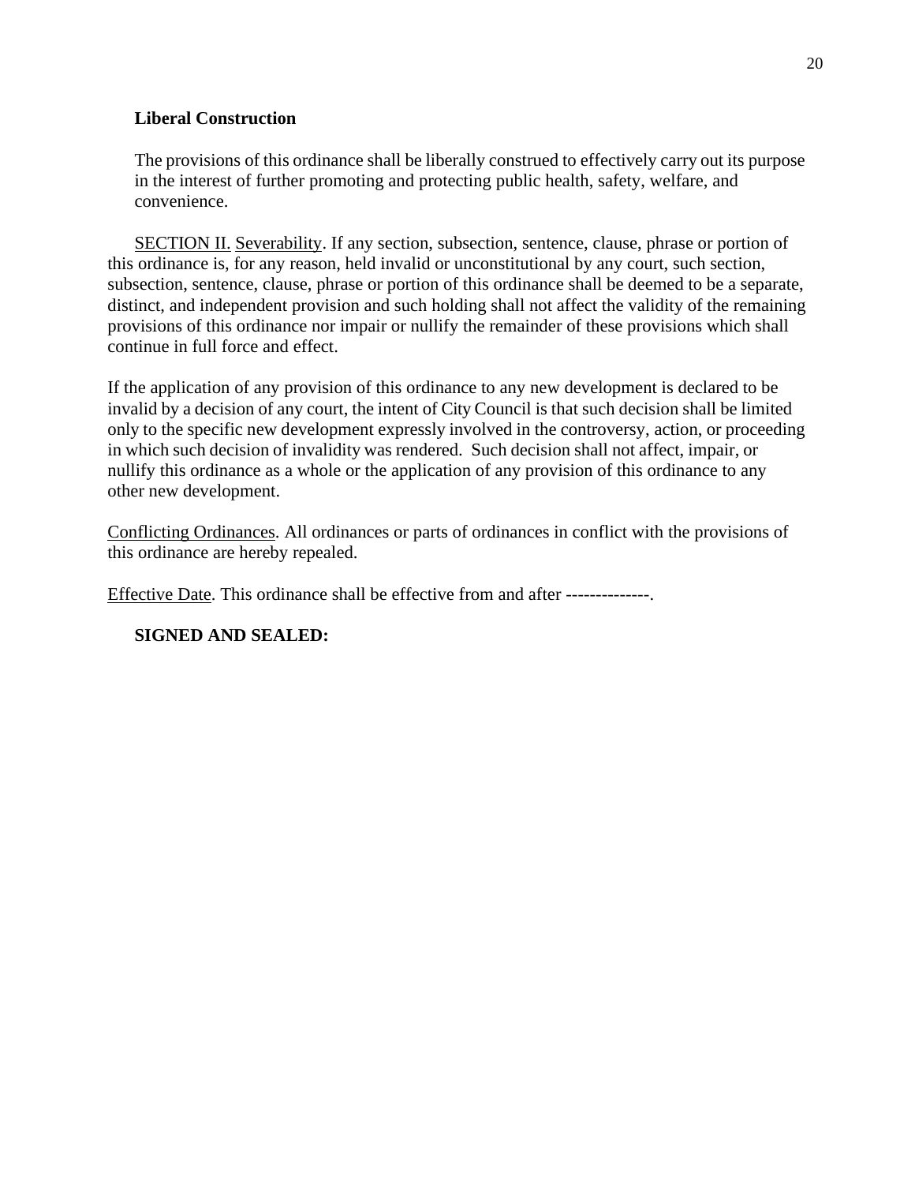**Liberal Construction**

The provisions of this ordinance shall be liberally construed to effectively carry out its purpose in the interest of further promoting and protecting public health, safety, welfare, and convenience.

<u>SECTION II.</u> <u>Severability</u>. If any section, subsection, sentence, clause, phrase or portion of this ordinance is, for any reason, held invalid or unconstitutional by any court, such section, subsection, sentence, clause, phrase or portion of this ordinance shall be deemed to be a separate, distinct, and independent provision and such holding shall not affect the validity of the remaining provisions of this ordinance nor impair or nullify the remainder of these provisions which shall continue in full force and effect.

If the application of any provision of this ordinance to any new development is declared to be invalid by a decision of any court, the intent of City Council is that such decision shall be limited only to the specific new development expressly involved in the controversy, action, or proceeding in which such decision of invalidity was rendered. Such decision shall not affect, impair, or nullify this ordinance as a whole or the application of any provision of this ordinance to any other new development.

<u>Conflicting Ordinances</u>. All ordinances or parts of ordinances in conflict with the provisions of this ordinance are hereby repealed.

<u>Effective Date</u>. This ordinance shall be effective from and after --------------.

**SIGNED AND SEALED:**